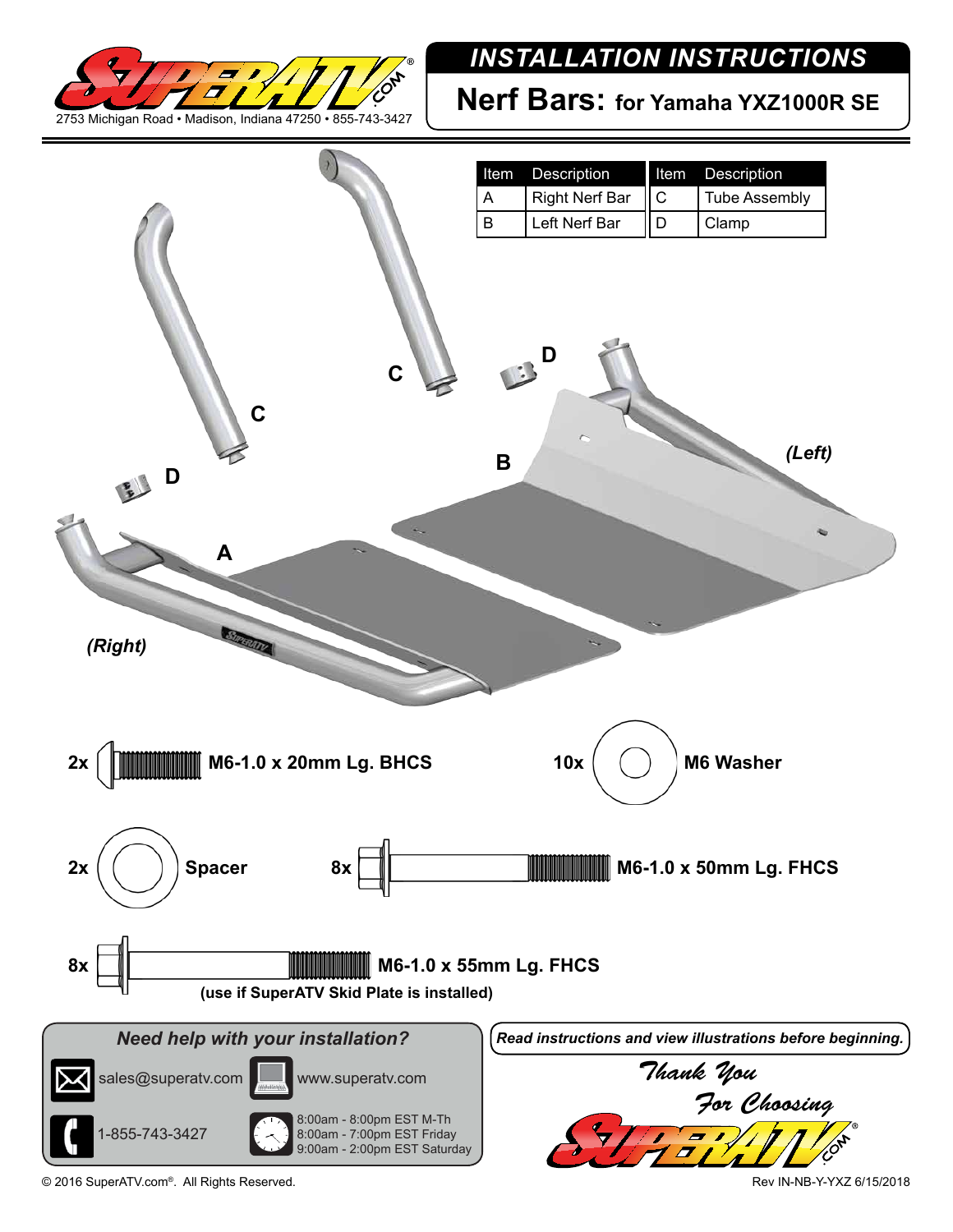2753 Michigan Road • Madison, Indiana 47250 • 855-743-3427

# *INSTALLATION INSTRUCTIONS*

## Nerf Bars: for Yamaha YXZ1000R SE

| Item | Description | Item | Description |
|---|---|---|---|
| A | Right Nerf Bar | C | Tube Assembly |
| B | Left Nerf Bar | D | Clamp |

*(Right)* *(Left)*

**2x M6-1.0 x 20mm Lg. BHCS**

**10x M6 Washer**

**2x Spacer**

**8x M6-1.0 x 50mm Lg. FHCS**

**8x M6-1.0 x 55mm Lg. FHCS**
**(use if SuperATV Skid Plate is installed)**

***Need help with your installation?***

sales@superatv.com

www.superatv.com

1-855-743-3427

8:00am - 8:00pm EST M-Th
8:00am - 7:00pm EST Friday
9:00am - 2:00pm EST Saturday

***Read instructions and view illustrations before beginning.***

*Thank You For Choosing*

© 2016 SuperATV.com®. All Rights Reserved.

Rev IN-NB-Y-YXZ 6/15/2018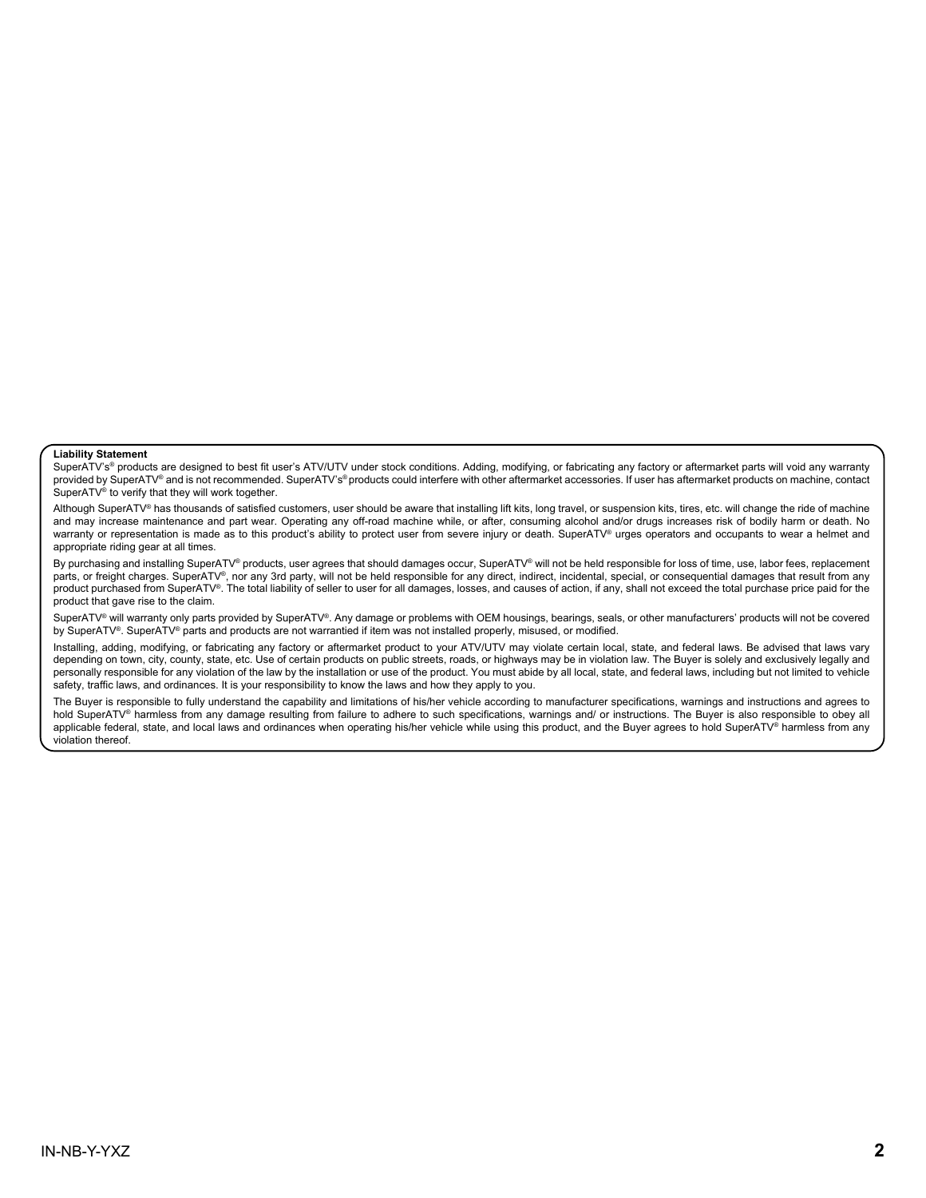**Liability Statement**

SuperATV's® products are designed to best fit user's ATV/UTV under stock conditions. Adding, modifying, or fabricating any factory or aftermarket parts will void any warranty provided by SuperATV® and is not recommended. SuperATV's® products could interfere with other aftermarket accessories. If user has aftermarket products on machine, contact SuperATV® to verify that they will work together.

Although SuperATV® has thousands of satisfied customers, user should be aware that installing lift kits, long travel, or suspension kits, tires, etc. will change the ride of machine and may increase maintenance and part wear. Operating any off-road machine while, or after, consuming alcohol and/or drugs increases risk of bodily harm or death. No warranty or representation is made as to this product's ability to protect user from severe injury or death. SuperATV® urges operators and occupants to wear a helmet and appropriate riding gear at all times.

By purchasing and installing SuperATV® products, user agrees that should damages occur, SuperATV® will not be held responsible for loss of time, use, labor fees, replacement parts, or freight charges. SuperATV®, nor any 3rd party, will not be held responsible for any direct, indirect, incidental, special, or consequential damages that result from any product purchased from SuperATV®. The total liability of seller to user for all damages, losses, and causes of action, if any, shall not exceed the total purchase price paid for the product that gave rise to the claim.

SuperATV® will warranty only parts provided by SuperATV®. Any damage or problems with OEM housings, bearings, seals, or other manufacturers' products will not be covered by SuperATV®. SuperATV® parts and products are not warrantied if item was not installed properly, misused, or modified.

Installing, adding, modifying, or fabricating any factory or aftermarket product to your ATV/UTV may violate certain local, state, and federal laws. Be advised that laws vary depending on town, city, county, state, etc. Use of certain products on public streets, roads, or highways may be in violation law. The Buyer is solely and exclusively legally and personally responsible for any violation of the law by the installation or use of the product. You must abide by all local, state, and federal laws, including but not limited to vehicle safety, traffic laws, and ordinances. It is your responsibility to know the laws and how they apply to you.

The Buyer is responsible to fully understand the capability and limitations of his/her vehicle according to manufacturer specifications, warnings and instructions and agrees to hold SuperATV® harmless from any damage resulting from failure to adhere to such specifications, warnings and/ or instructions. The Buyer is also responsible to obey all applicable federal, state, and local laws and ordinances when operating his/her vehicle while using this product, and the Buyer agrees to hold SuperATV® harmless from any violation thereof.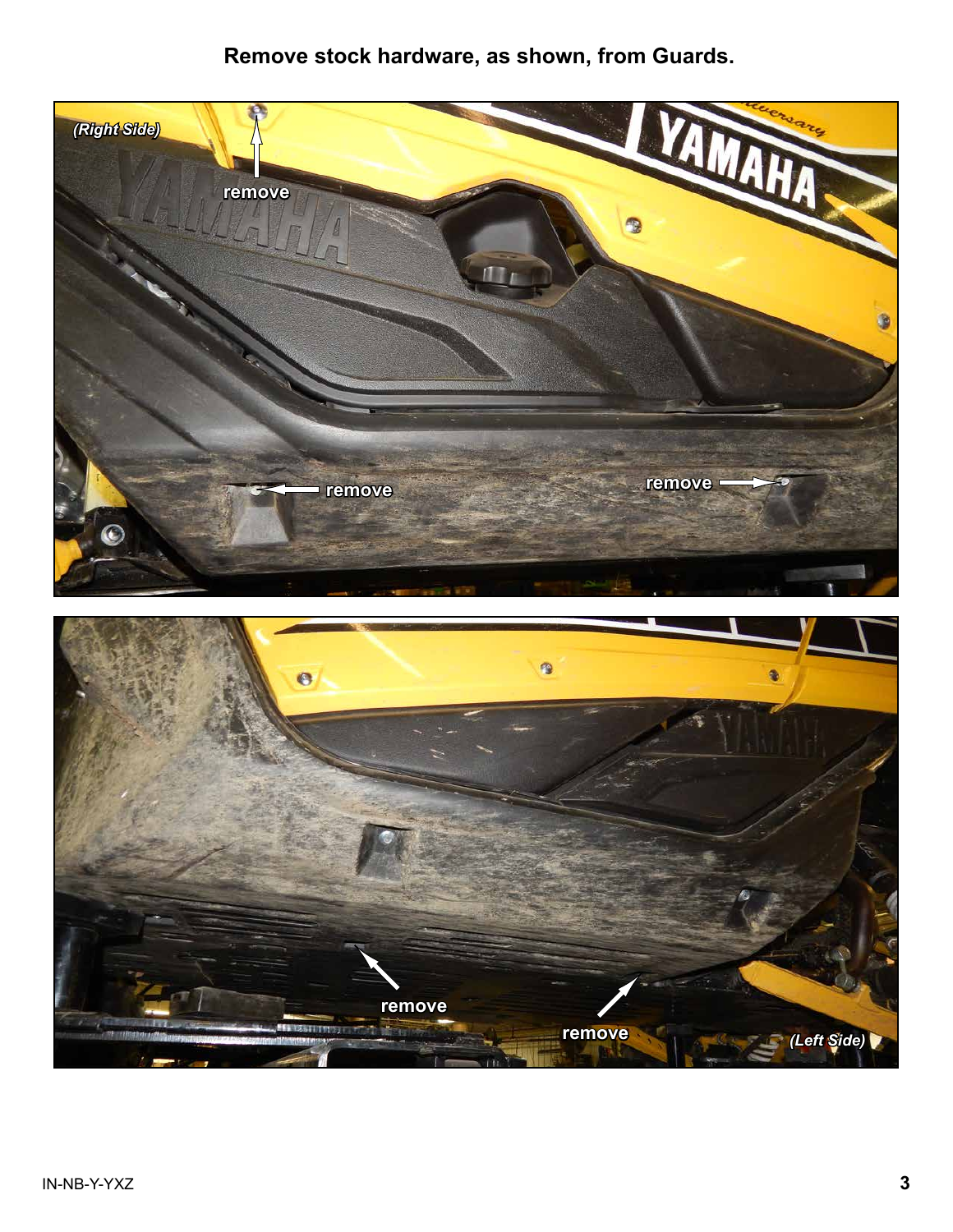**Remove stock hardware, as shown, from Guards.**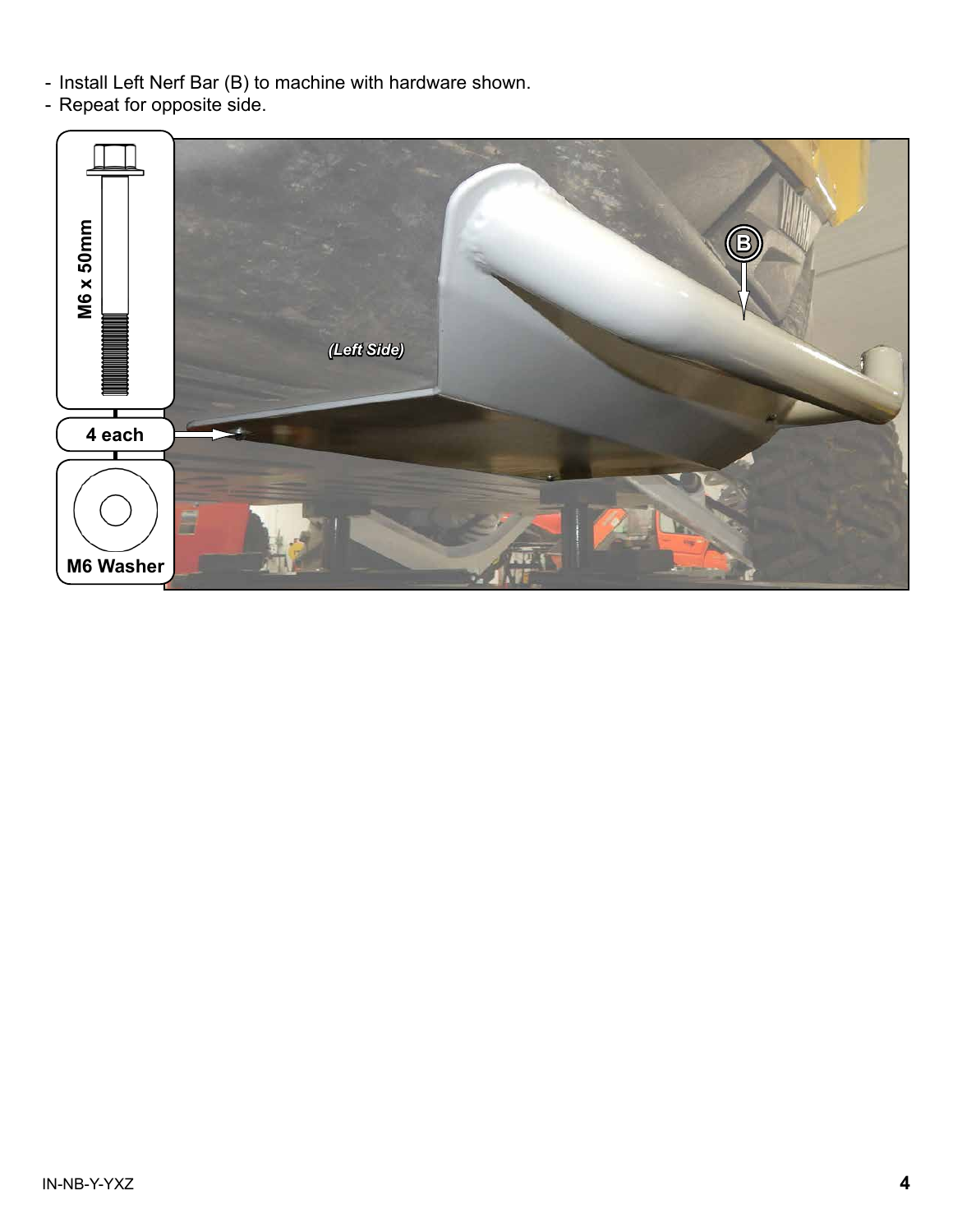- Install Left Nerf Bar (B) to machine with hardware shown.
- Repeat for opposite side.

M6 x 50mm

4 each

M6 Washer

(Left Side)

B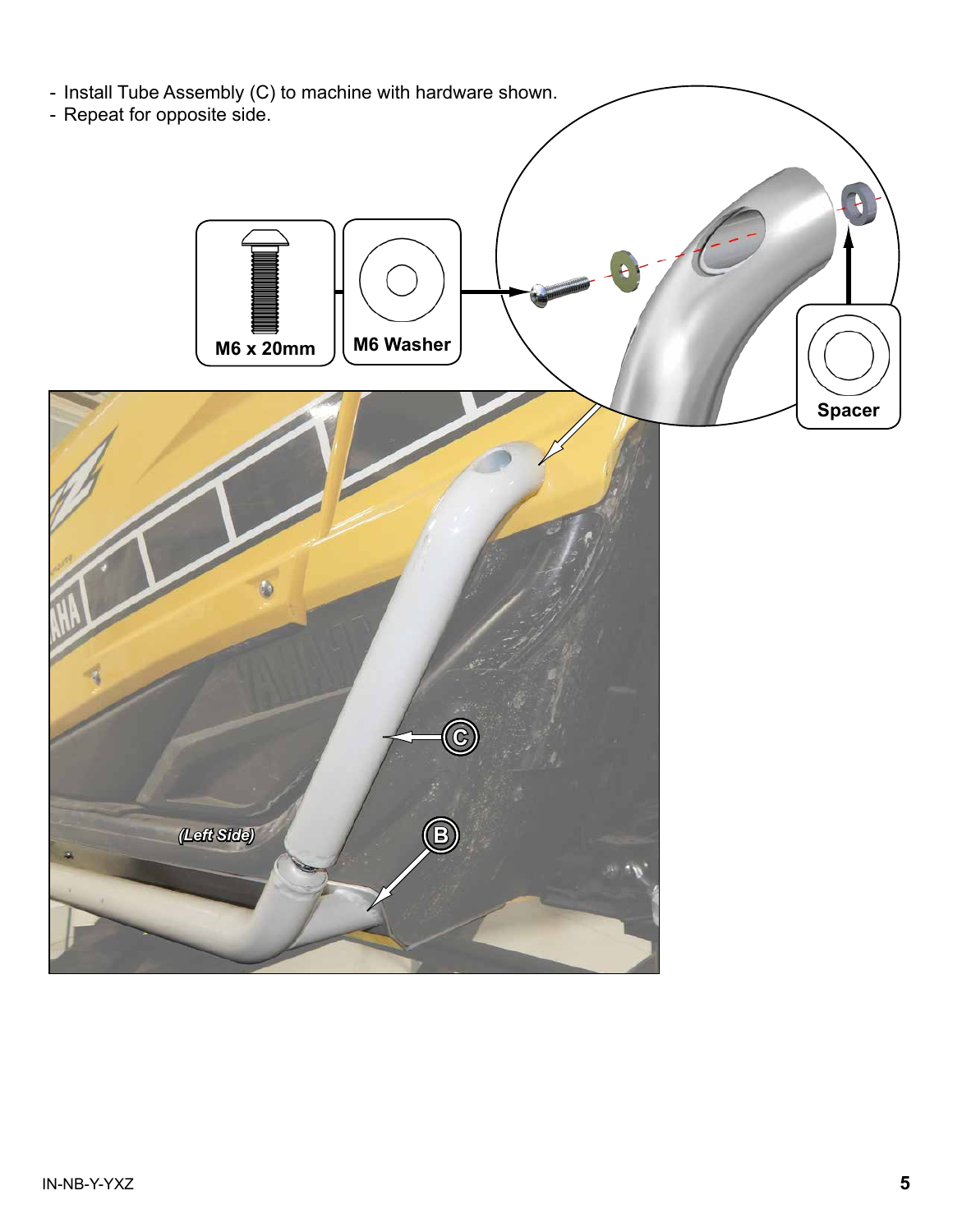- Install Tube Assembly (C) to machine with hardware shown.
- Repeat for opposite side.

M6 x 20mm

M6 Washer

Spacer

(Left Side)

C

B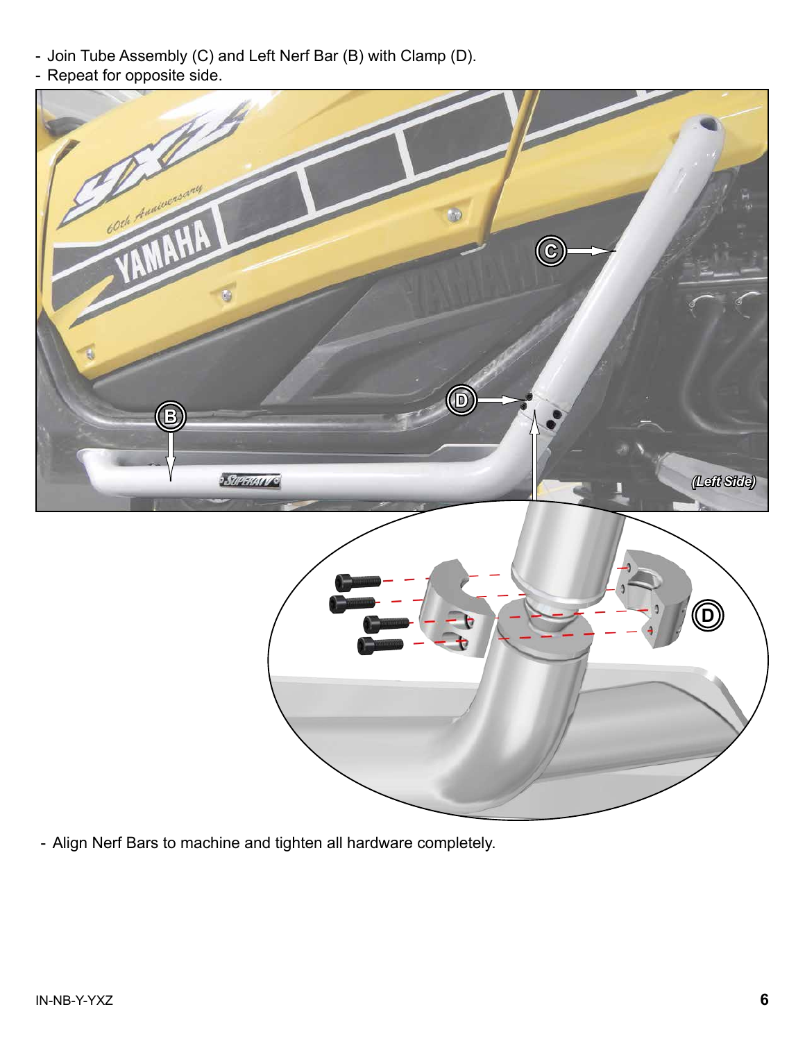- Join Tube Assembly (C) and Left Nerf Bar (B) with Clamp (D).
- Repeat for opposite side.

- Align Nerf Bars to machine and tighten all hardware completely.